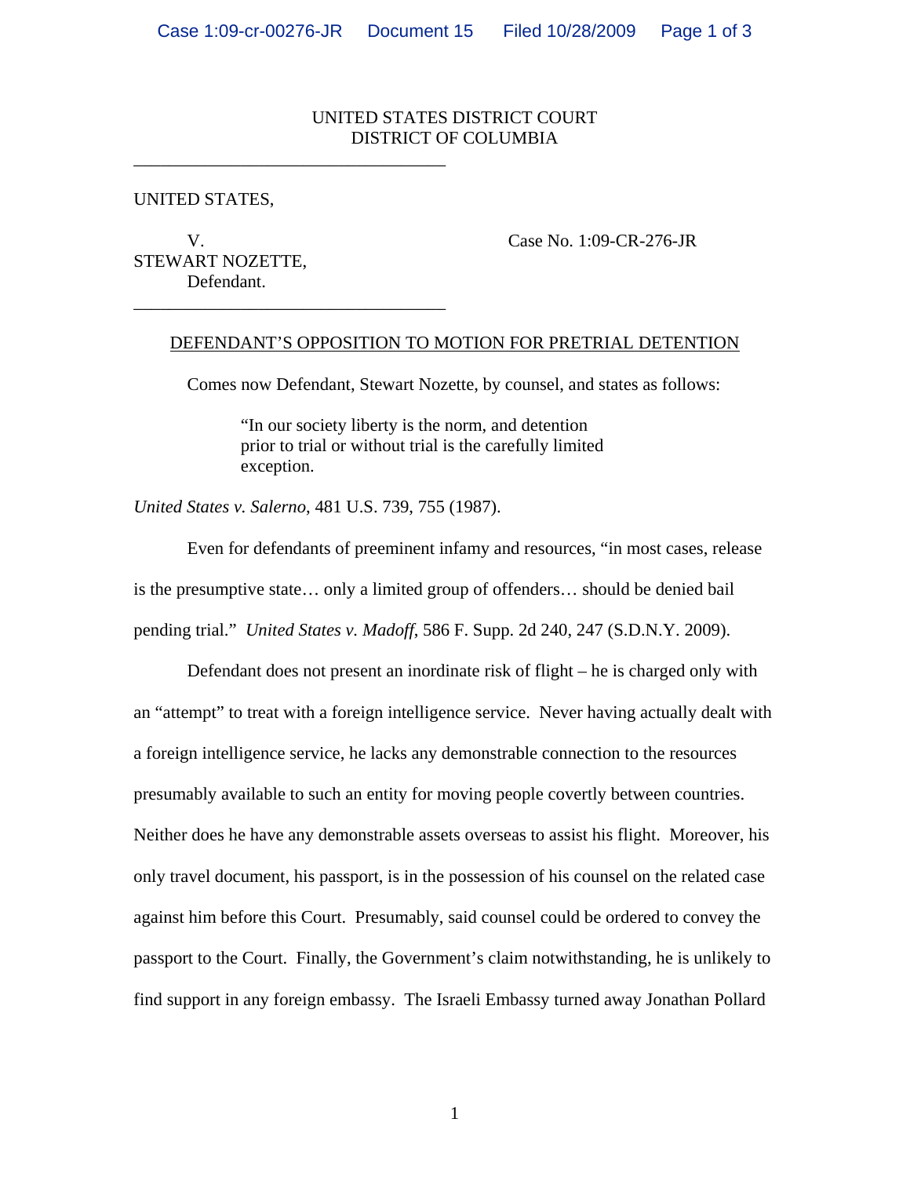UNITED STATES DISTRICT COURT
DISTRICT OF COLUMBIA

---

UNITED STATES,

V. Case No. 1:09-CR-276-JR

STEWART NOZETTE,
Defendant.

---

## DEFENDANT'S OPPOSITION TO MOTION FOR PRETRIAL DETENTION

Comes now Defendant, Stewart Nozette, by counsel, and states as follows:

> "In our society liberty is the norm, and detention prior to trial or without trial is the carefully limited exception.

*United States v. Salerno*, 481 U.S. 739, 755 (1987).

Even for defendants of preeminent infamy and resources, "in most cases, release is the presumptive state… only a limited group of offenders… should be denied bail pending trial." *United States v. Madoff*, 586 F. Supp. 2d 240, 247 (S.D.N.Y. 2009).

Defendant does not present an inordinate risk of flight – he is charged only with an "attempt" to treat with a foreign intelligence service. Never having actually dealt with a foreign intelligence service, he lacks any demonstrable connection to the resources presumably available to such an entity for moving people covertly between countries. Neither does he have any demonstrable assets overseas to assist his flight. Moreover, his only travel document, his passport, is in the possession of his counsel on the related case against him before this Court. Presumably, said counsel could be ordered to convey the passport to the Court. Finally, the Government's claim notwithstanding, he is unlikely to find support in any foreign embassy. The Israeli Embassy turned away Jonathan Pollard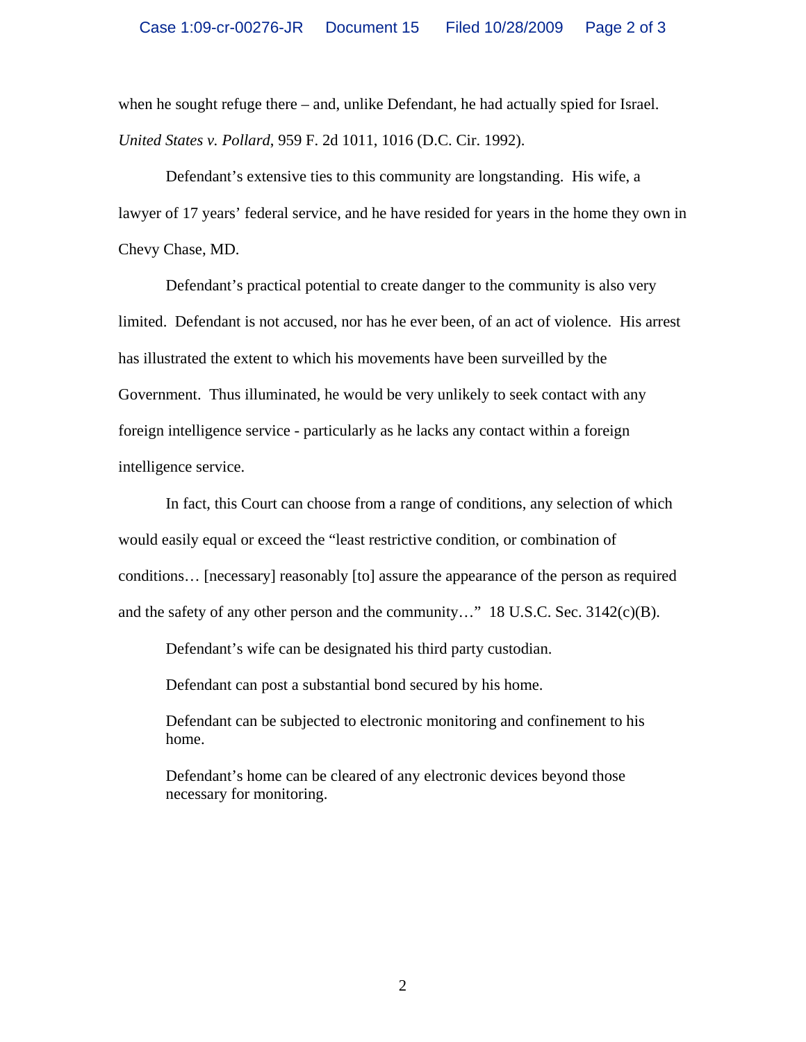when he sought refuge there – and, unlike Defendant, he had actually spied for Israel. *United States v. Pollard*, 959 F. 2d 1011, 1016 (D.C. Cir. 1992).

Defendant's extensive ties to this community are longstanding. His wife, a lawyer of 17 years' federal service, and he have resided for years in the home they own in Chevy Chase, MD.

Defendant's practical potential to create danger to the community is also very limited. Defendant is not accused, nor has he ever been, of an act of violence. His arrest has illustrated the extent to which his movements have been surveilled by the Government. Thus illuminated, he would be very unlikely to seek contact with any foreign intelligence service - particularly as he lacks any contact within a foreign intelligence service.

In fact, this Court can choose from a range of conditions, any selection of which would easily equal or exceed the "least restrictive condition, or combination of conditions… [necessary] reasonably [to] assure the appearance of the person as required and the safety of any other person and the community…" 18 U.S.C. Sec. 3142(c)(B).

Defendant's wife can be designated his third party custodian.

Defendant can post a substantial bond secured by his home.

Defendant can be subjected to electronic monitoring and confinement to his home.

Defendant's home can be cleared of any electronic devices beyond those necessary for monitoring.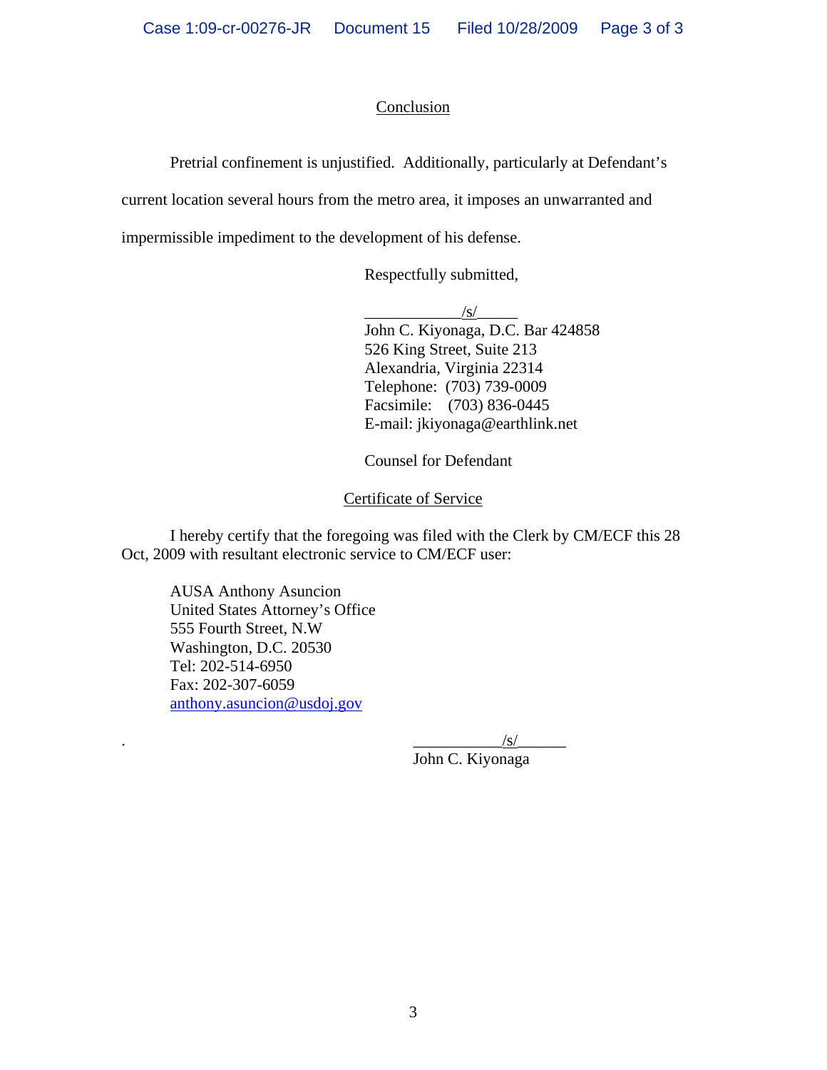## Conclusion

Pretrial confinement is unjustified. Additionally, particularly at Defendant's current location several hours from the metro area, it imposes an unwarranted and impermissible impediment to the development of his defense.

Respectfully submitted,

____________/s/_____
John C. Kiyonaga, D.C. Bar 424858
526 King Street, Suite 213
Alexandria, Virginia 22314
Telephone: (703) 739-0009
Facsimile: (703) 836-0445
E-mail: jkiyonaga@earthlink.net

Counsel for Defendant

## Certificate of Service

I hereby certify that the foregoing was filed with the Clerk by CM/ECF this 28 Oct, 2009 with resultant electronic service to CM/ECF user:

AUSA Anthony Asuncion
United States Attorney's Office
555 Fourth Street, N.W
Washington, D.C. 20530
Tel: 202-514-6950
Fax: 202-307-6059
anthony.asuncion@usdoj.gov

.

___________/s/______
John C. Kiyonaga